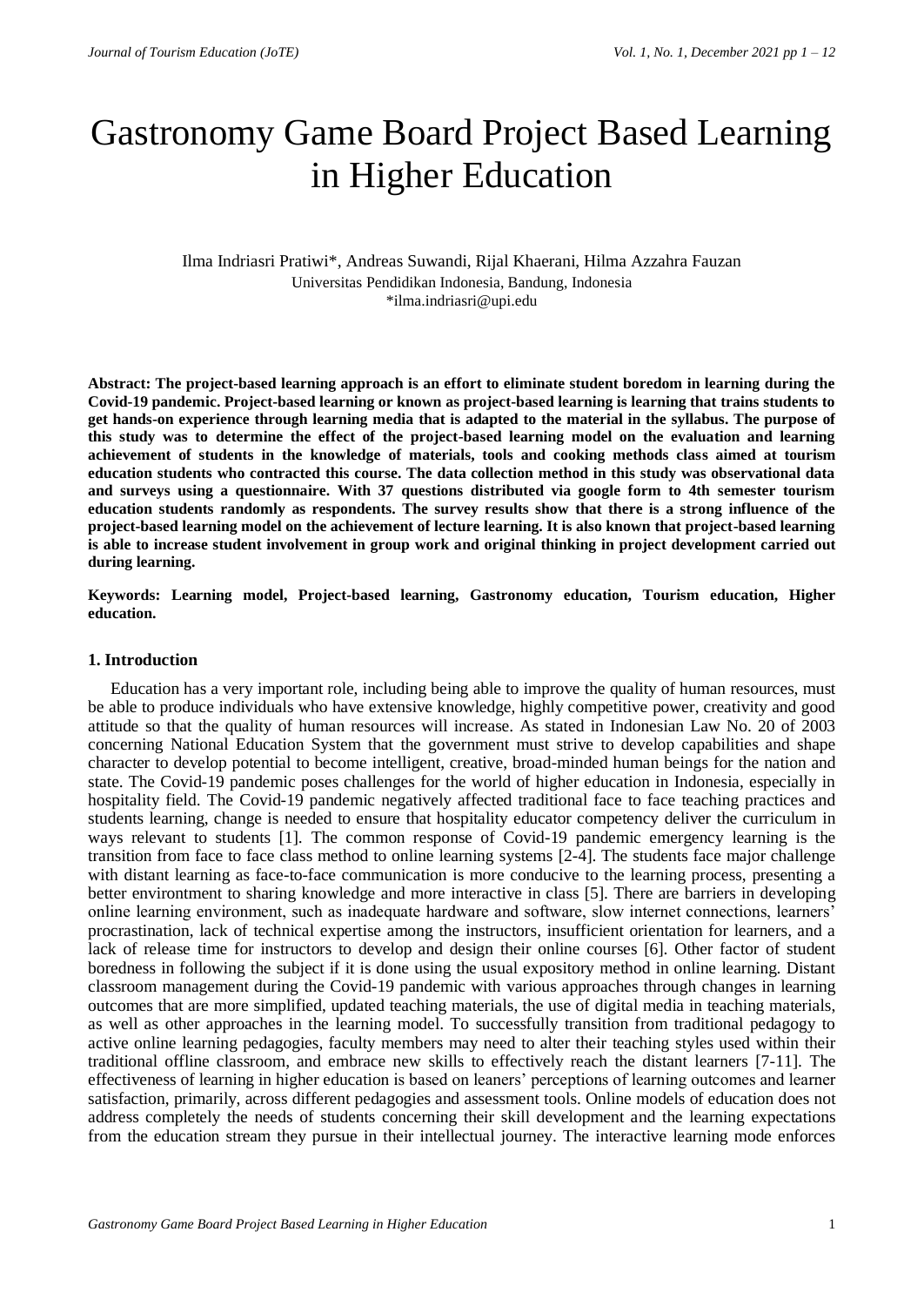# Gastronomy Game Board Project Based Learning in Higher Education

Ilma Indriasri Pratiwi*, Andreas Suwandi, Rijal Khaerani, Hilma Azzahra Fauzan
Universitas Pendidikan Indonesia, Bandung, Indonesia
*ilma.indriasri@upi.edu

**Abstract: The project-based learning approach is an effort to eliminate student boredom in learning during the Covid-19 pandemic. Project-based learning or known as project-based learning is learning that trains students to get hands-on experience through learning media that is adapted to the material in the syllabus. The purpose of this study was to determine the effect of the project-based learning model on the evaluation and learning achievement of students in the knowledge of materials, tools and cooking methods class aimed at tourism education students who contracted this course. The data collection method in this study was observational data and surveys using a questionnaire. With 37 questions distributed via google form to 4th semester tourism education students randomly as respondents. The survey results show that there is a strong influence of the project-based learning model on the achievement of lecture learning. It is also known that project-based learning is able to increase student involvement in group work and original thinking in project development carried out during learning.**

**Keywords: Learning model, Project-based learning, Gastronomy education, Tourism education, Higher education.**

## 1. Introduction

Education has a very important role, including being able to improve the quality of human resources, must be able to produce individuals who have extensive knowledge, highly competitive power, creativity and good attitude so that the quality of human resources will increase. As stated in Indonesian Law No. 20 of 2003 concerning National Education System that the government must strive to develop capabilities and shape character to develop potential to become intelligent, creative, broad-minded human beings for the nation and state. The Covid-19 pandemic poses challenges for the world of higher education in Indonesia, especially in hospitality field. The Covid-19 pandemic negatively affected traditional face to face teaching practices and students learning, change is needed to ensure that hospitality educator competency deliver the curriculum in ways relevant to students [1]. The common response of Covid-19 pandemic emergency learning is the transition from face to face class method to online learning systems [2-4]. The students face major challenge with distant learning as face-to-face communication is more conducive to the learning process, presenting a better environtment to sharing knowledge and more interactive in class [5]. There are barriers in developing online learning environment, such as inadequate hardware and software, slow internet connections, learners' procrastination, lack of technical expertise among the instructors, insufficient orientation for learners, and a lack of release time for instructors to develop and design their online courses [6]. Other factor of student boredness in following the subject if it is done using the usual expository method in online learning. Distant classroom management during the Covid-19 pandemic with various approaches through changes in learning outcomes that are more simplified, updated teaching materials, the use of digital media in teaching materials, as well as other approaches in the learning model. To successfully transition from traditional pedagogy to active online learning pedagogies, faculty members may need to alter their teaching styles used within their traditional offline classroom, and embrace new skills to effectively reach the distant learners [7-11]. The effectiveness of learning in higher education is based on leaners' perceptions of learning outcomes and learner satisfaction, primarily, across different pedagogies and assessment tools. Online models of education does not address completely the needs of students concerning their skill development and the learning expectations from the education stream they pursue in their intellectual journey. The interactive learning mode enforces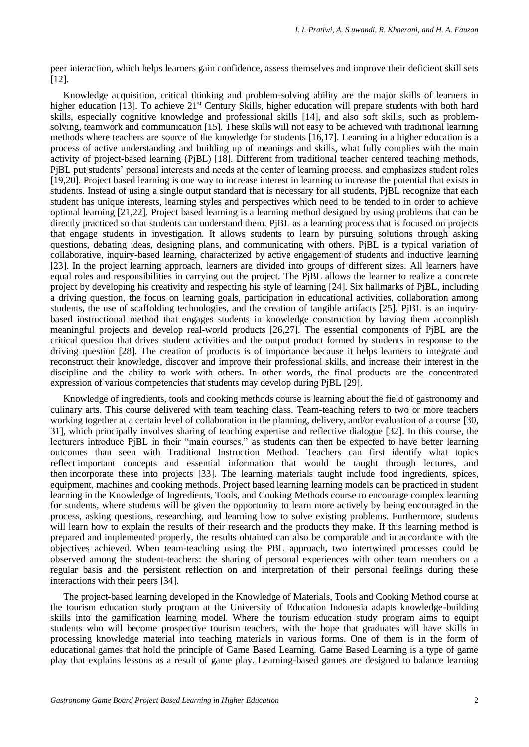peer interaction, which helps learners gain confidence, assess themselves and improve their deficient skill sets [12].

Knowledge acquisition, critical thinking and problem-solving ability are the major skills of learners in higher education [13]. To achieve 21st Century Skills, higher education will prepare students with both hard skills, especially cognitive knowledge and professional skills [14], and also soft skills, such as problem-solving, teamwork and communication [15]. These skills will not easy to be achieved with traditional learning methods where teachers are source of the knowledge for students [16,17]. Learning in a higher education is a process of active understanding and building up of meanings and skills, what fully complies with the main activity of project-based learning (PjBL) [18]. Different from traditional teacher centered teaching methods, PjBL put students' personal interests and needs at the center of learning process, and emphasizes student roles [19,20]. Project based learning is one way to increase interest in learning to increase the potential that exists in students. Instead of using a single output standard that is necessary for all students, PjBL recognize that each student has unique interests, learning styles and perspectives which need to be tended to in order to achieve optimal learning [21,22]. Project based learning is a learning method designed by using problems that can be directly practiced so that students can understand them. PjBL as a learning process that is focused on projects that engage students in investigation. It allows students to learn by pursuing solutions through asking questions, debating ideas, designing plans, and communicating with others. PjBL is a typical variation of collaborative, inquiry-based learning, characterized by active engagement of students and inductive learning [23]. In the project learning approach, learners are divided into groups of different sizes. All learners have equal roles and responsibilities in carrying out the project. The PjBL allows the learner to realize a concrete project by developing his creativity and respecting his style of learning [24]. Six hallmarks of PjBL, including a driving question, the focus on learning goals, participation in educational activities, collaboration among students, the use of scaffolding technologies, and the creation of tangible artifacts [25]. PjBL is an inquiry-based instructional method that engages students in knowledge construction by having them accomplish meaningful projects and develop real-world products [26,27]. The essential components of PjBL are the critical question that drives student activities and the output product formed by students in response to the driving question [28]. The creation of products is of importance because it helps learners to integrate and reconstruct their knowledge, discover and improve their professional skills, and increase their interest in the discipline and the ability to work with others. In other words, the final products are the concentrated expression of various competencies that students may develop during PjBL [29].

Knowledge of ingredients, tools and cooking methods course is learning about the field of gastronomy and culinary arts. This course delivered with team teaching class. Team-teaching refers to two or more teachers working together at a certain level of collaboration in the planning, delivery, and/or evaluation of a course [30, 31], which principally involves sharing of teaching expertise and reflective dialogue [32]. In this course, the lecturers introduce PjBL in their "main courses," as students can then be expected to have better learning outcomes than seen with Traditional Instruction Method. Teachers can first identify what topics reflect important concepts and essential information that would be taught through lectures, and then incorporate these into projects [33]. The learning materials taught include food ingredients, spices, equipment, machines and cooking methods. Project based learning learning models can be practiced in student learning in the Knowledge of Ingredients, Tools, and Cooking Methods course to encourage complex learning for students, where students will be given the opportunity to learn more actively by being encouraged in the process, asking questions, researching, and learning how to solve existing problems. Furthermore, students will learn how to explain the results of their research and the products they make. If this learning method is prepared and implemented properly, the results obtained can also be comparable and in accordance with the objectives achieved. When team-teaching using the PBL approach, two intertwined processes could be observed among the student-teachers: the sharing of personal experiences with other team members on a regular basis and the persistent reflection on and interpretation of their personal feelings during these interactions with their peers [34].

The project-based learning developed in the Knowledge of Materials, Tools and Cooking Method course at the tourism education study program at the University of Education Indonesia adapts knowledge-building skills into the gamification learning model. Where the tourism education study program aims to equipt students who will become prospective tourism teachers, with the hope that graduates will have skills in processing knowledge material into teaching materials in various forms. One of them is in the form of educational games that hold the principle of Game Based Learning. Game Based Learning is a type of game play that explains lessons as a result of game play. Learning-based games are designed to balance learning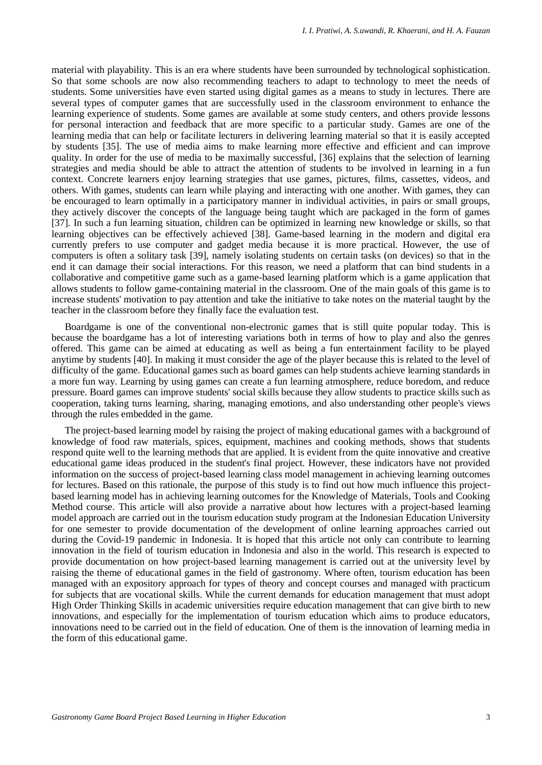material with playability. This is an era where students have been surrounded by technological sophistication. So that some schools are now also recommending teachers to adapt to technology to meet the needs of students. Some universities have even started using digital games as a means to study in lectures. There are several types of computer games that are successfully used in the classroom environment to enhance the learning experience of students. Some games are available at some study centers, and others provide lessons for personal interaction and feedback that are more specific to a particular study. Games are one of the learning media that can help or facilitate lecturers in delivering learning material so that it is easily accepted by students [35]. The use of media aims to make learning more effective and efficient and can improve quality. In order for the use of media to be maximally successful, [36] explains that the selection of learning strategies and media should be able to attract the attention of students to be involved in learning in a fun context. Concrete learners enjoy learning strategies that use games, pictures, films, cassettes, videos, and others. With games, students can learn while playing and interacting with one another. With games, they can be encouraged to learn optimally in a participatory manner in individual activities, in pairs or small groups, they actively discover the concepts of the language being taught which are packaged in the form of games [37]. In such a fun learning situation, children can be optimized in learning new knowledge or skills, so that learning objectives can be effectively achieved [38]. Game-based learning in the modern and digital era currently prefers to use computer and gadget media because it is more practical. However, the use of computers is often a solitary task [39], namely isolating students on certain tasks (on devices) so that in the end it can damage their social interactions. For this reason, we need a platform that can bind students in a collaborative and competitive game such as a game-based learning platform which is a game application that allows students to follow game-containing material in the classroom. One of the main goals of this game is to increase students' motivation to pay attention and take the initiative to take notes on the material taught by the teacher in the classroom before they finally face the evaluation test.

Boardgame is one of the conventional non-electronic games that is still quite popular today. This is because the boardgame has a lot of interesting variations both in terms of how to play and also the genres offered. This game can be aimed at educating as well as being a fun entertainment facility to be played anytime by students [40]. In making it must consider the age of the player because this is related to the level of difficulty of the game. Educational games such as board games can help students achieve learning standards in a more fun way. Learning by using games can create a fun learning atmosphere, reduce boredom, and reduce pressure. Board games can improve students' social skills because they allow students to practice skills such as cooperation, taking turns learning, sharing, managing emotions, and also understanding other people's views through the rules embedded in the game.

The project-based learning model by raising the project of making educational games with a background of knowledge of food raw materials, spices, equipment, machines and cooking methods, shows that students respond quite well to the learning methods that are applied. It is evident from the quite innovative and creative educational game ideas produced in the student's final project. However, these indicators have not provided information on the success of project-based learning class model management in achieving learning outcomes for lectures. Based on this rationale, the purpose of this study is to find out how much influence this project-based learning model has in achieving learning outcomes for the Knowledge of Materials, Tools and Cooking Method course. This article will also provide a narrative about how lectures with a project-based learning model approach are carried out in the tourism education study program at the Indonesian Education University for one semester to provide documentation of the development of online learning approaches carried out during the Covid-19 pandemic in Indonesia. It is hoped that this article not only can contribute to learning innovation in the field of tourism education in Indonesia and also in the world. This research is expected to provide documentation on how project-based learning management is carried out at the university level by raising the theme of educational games in the field of gastronomy. Where often, tourism education has been managed with an expository approach for types of theory and concept courses and managed with practicum for subjects that are vocational skills. While the current demands for education management that must adopt High Order Thinking Skills in academic universities require education management that can give birth to new innovations, and especially for the implementation of tourism education which aims to produce educators, innovations need to be carried out in the field of education. One of them is the innovation of learning media in the form of this educational game.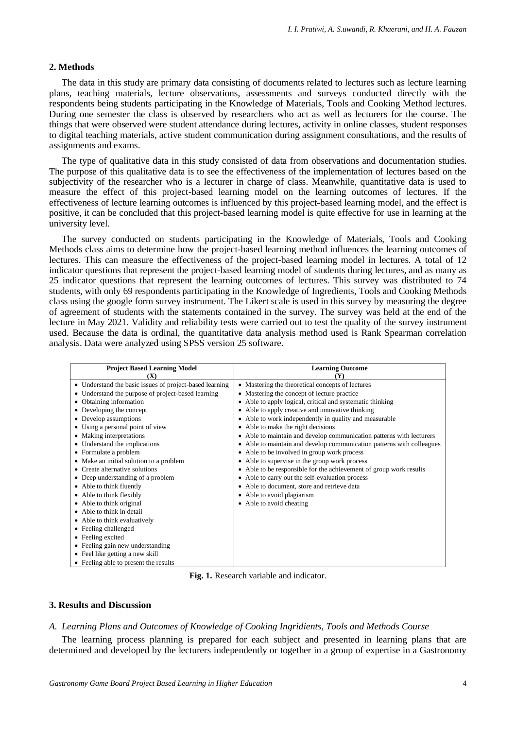## 2. Methods

The data in this study are primary data consisting of documents related to lectures such as lecture learning plans, teaching materials, lecture observations, assessments and surveys conducted directly with the respondents being students participating in the Knowledge of Materials, Tools and Cooking Method lectures. During one semester the class is observed by researchers who act as well as lecturers for the course. The things that were observed were student attendance during lectures, activity in online classes, student responses to digital teaching materials, active student communication during assignment consultations, and the results of assignments and exams.

The type of qualitative data in this study consisted of data from observations and documentation studies. The purpose of this qualitative data is to see the effectiveness of the implementation of lectures based on the subjectivity of the researcher who is a lecturer in charge of class. Meanwhile, quantitative data is used to measure the effect of this project-based learning model on the learning outcomes of lectures. If the effectiveness of lecture learning outcomes is influenced by this project-based learning model, and the effect is positive, it can be concluded that this project-based learning model is quite effective for use in learning at the university level.

The survey conducted on students participating in the Knowledge of Materials, Tools and Cooking Methods class aims to determine how the project-based learning method influences the learning outcomes of lectures. This can measure the effectiveness of the project-based learning model in lectures. A total of 12 indicator questions that represent the project-based learning model of students during lectures, and as many as 25 indicator questions that represent the learning outcomes of lectures. This survey was distributed to 74 students, with only 69 respondents participating in the Knowledge of Ingredients, Tools and Cooking Methods class using the google form survey instrument. The Likert scale is used in this survey by measuring the degree of agreement of students with the statements contained in the survey. The survey was held at the end of the lecture in May 2021. Validity and reliability tests were carried out to test the quality of the survey instrument used. Because the data is ordinal, the quantitative data analysis method used is Rank Spearman correlation analysis. Data were analyzed using SPSS version 25 software.

| Project Based Learning Model (X) | Learning Outcome (Y) |
|---|---|
| • Understand the basic issues of project-based learning<br>• Understand the purpose of project-based learning<br>• Obtaining information<br>• Developing the concept<br>• Develop assumptions<br>• Using a personal point of view<br>• Making interpretations<br>• Understand the implications<br>• Formulate a problem<br>• Make an initial solution to a problem<br>• Create alternative solutions<br>• Deep understanding of a problem<br>• Able to think fluently<br>• Able to think flexibly<br>• Able to think original<br>• Able to think in detail<br>• Able to think evaluatively<br>• Feeling challenged<br>• Feeling excited<br>• Feeling gain new understanding<br>• Feel like getting a new skill<br>• Feeling able to present the results | • Mastering the theoretical concepts of lectures<br>• Mastering the concept of lecture practice<br>• Able to apply logical, critical and systematic thinking<br>• Able to apply creative and innovative thinking<br>• Able to work independently in quality and measurable<br>• Able to make the right decisions<br>• Able to maintain and develop communication patterns with lecturers<br>• Able to maintain and develop communication patterns with colleagues<br>• Able to be involved in group work process<br>• Able to supervise in the group work process<br>• Able to be responsible for the achievement of group work results<br>• Able to carry out the self-evaluation process<br>• Able to document, store and retrieve data<br>• Able to avoid plagiarism<br>• Able to avoid cheating |

**Fig. 1.** Research variable and indicator.

## 3. Results and Discussion

### *A. Learning Plans and Outcomes of Knowledge of Cooking Ingridients, Tools and Methods Course*

The learning process planning is prepared for each subject and presented in learning plans that are determined and developed by the lecturers independently or together in a group of expertise in a Gastronomy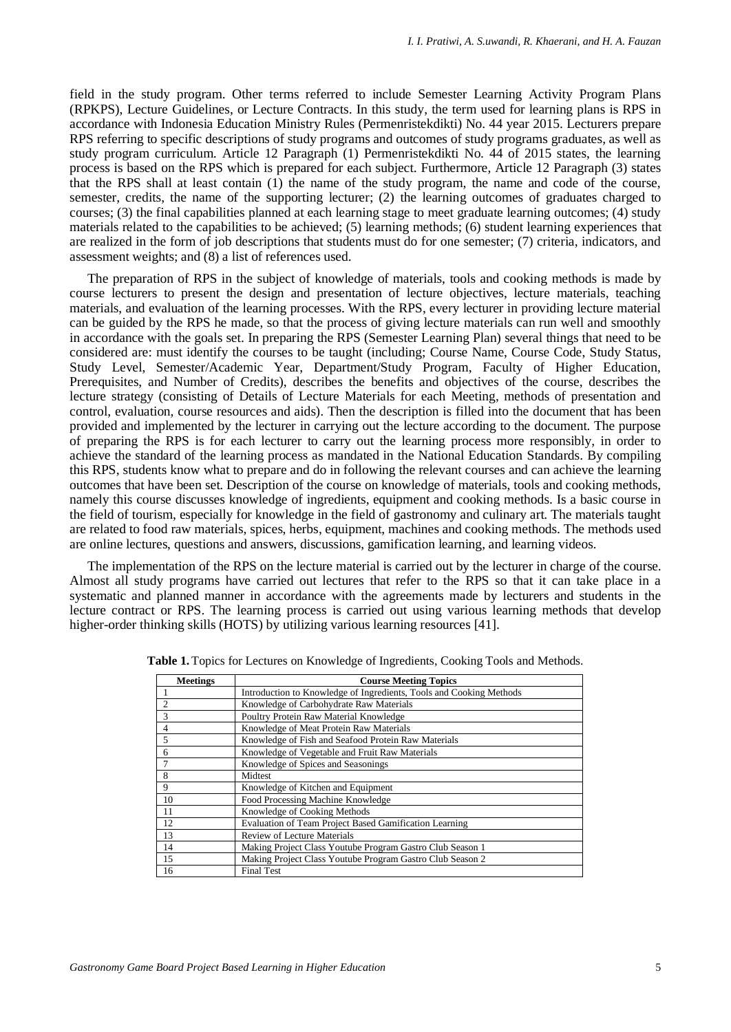field in the study program. Other terms referred to include Semester Learning Activity Program Plans (RPKPS), Lecture Guidelines, or Lecture Contracts. In this study, the term used for learning plans is RPS in accordance with Indonesia Education Ministry Rules (Permenristekdikti) No. 44 year 2015. Lecturers prepare RPS referring to specific descriptions of study programs and outcomes of study programs graduates, as well as study program curriculum. Article 12 Paragraph (1) Permenristekdikti No. 44 of 2015 states, the learning process is based on the RPS which is prepared for each subject. Furthermore, Article 12 Paragraph (3) states that the RPS shall at least contain (1) the name of the study program, the name and code of the course, semester, credits, the name of the supporting lecturer; (2) the learning outcomes of graduates charged to courses; (3) the final capabilities planned at each learning stage to meet graduate learning outcomes; (4) study materials related to the capabilities to be achieved; (5) learning methods; (6) student learning experiences that are realized in the form of job descriptions that students must do for one semester; (7) criteria, indicators, and assessment weights; and (8) a list of references used.

The preparation of RPS in the subject of knowledge of materials, tools and cooking methods is made by course lecturers to present the design and presentation of lecture objectives, lecture materials, teaching materials, and evaluation of the learning processes. With the RPS, every lecturer in providing lecture material can be guided by the RPS he made, so that the process of giving lecture materials can run well and smoothly in accordance with the goals set. In preparing the RPS (Semester Learning Plan) several things that need to be considered are: must identify the courses to be taught (including; Course Name, Course Code, Study Status, Study Level, Semester/Academic Year, Department/Study Program, Faculty of Higher Education, Prerequisites, and Number of Credits), describes the benefits and objectives of the course, describes the lecture strategy (consisting of Details of Lecture Materials for each Meeting, methods of presentation and control, evaluation, course resources and aids). Then the description is filled into the document that has been provided and implemented by the lecturer in carrying out the lecture according to the document. The purpose of preparing the RPS is for each lecturer to carry out the learning process more responsibly, in order to achieve the standard of the learning process as mandated in the National Education Standards. By compiling this RPS, students know what to prepare and do in following the relevant courses and can achieve the learning outcomes that have been set. Description of the course on knowledge of materials, tools and cooking methods, namely this course discusses knowledge of ingredients, equipment and cooking methods. Is a basic course in the field of tourism, especially for knowledge in the field of gastronomy and culinary art. The materials taught are related to food raw materials, spices, herbs, equipment, machines and cooking methods. The methods used are online lectures, questions and answers, discussions, gamification learning, and learning videos.

The implementation of the RPS on the lecture material is carried out by the lecturer in charge of the course. Almost all study programs have carried out lectures that refer to the RPS so that it can take place in a systematic and planned manner in accordance with the agreements made by lecturers and students in the lecture contract or RPS. The learning process is carried out using various learning methods that develop higher-order thinking skills (HOTS) by utilizing various learning resources [41].

**Table 1.** Topics for Lectures on Knowledge of Ingredients, Cooking Tools and Methods.

| Meetings | Course Meeting Topics |
|---|---|
| 1 | Introduction to Knowledge of Ingredients, Tools and Cooking Methods |
| 2 | Knowledge of Carbohydrate Raw Materials |
| 3 | Poultry Protein Raw Material Knowledge |
| 4 | Knowledge of Meat Protein Raw Materials |
| 5 | Knowledge of Fish and Seafood Protein Raw Materials |
| 6 | Knowledge of Vegetable and Fruit Raw Materials |
| 7 | Knowledge of Spices and Seasonings |
| 8 | Midtest |
| 9 | Knowledge of Kitchen and Equipment |
| 10 | Food Processing Machine Knowledge |
| 11 | Knowledge of Cooking Methods |
| 12 | Evaluation of Team Project Based Gamification Learning |
| 13 | Review of Lecture Materials |
| 14 | Making Project Class Youtube Program Gastro Club Season 1 |
| 15 | Making Project Class Youtube Program Gastro Club Season 2 |
| 16 | Final Test |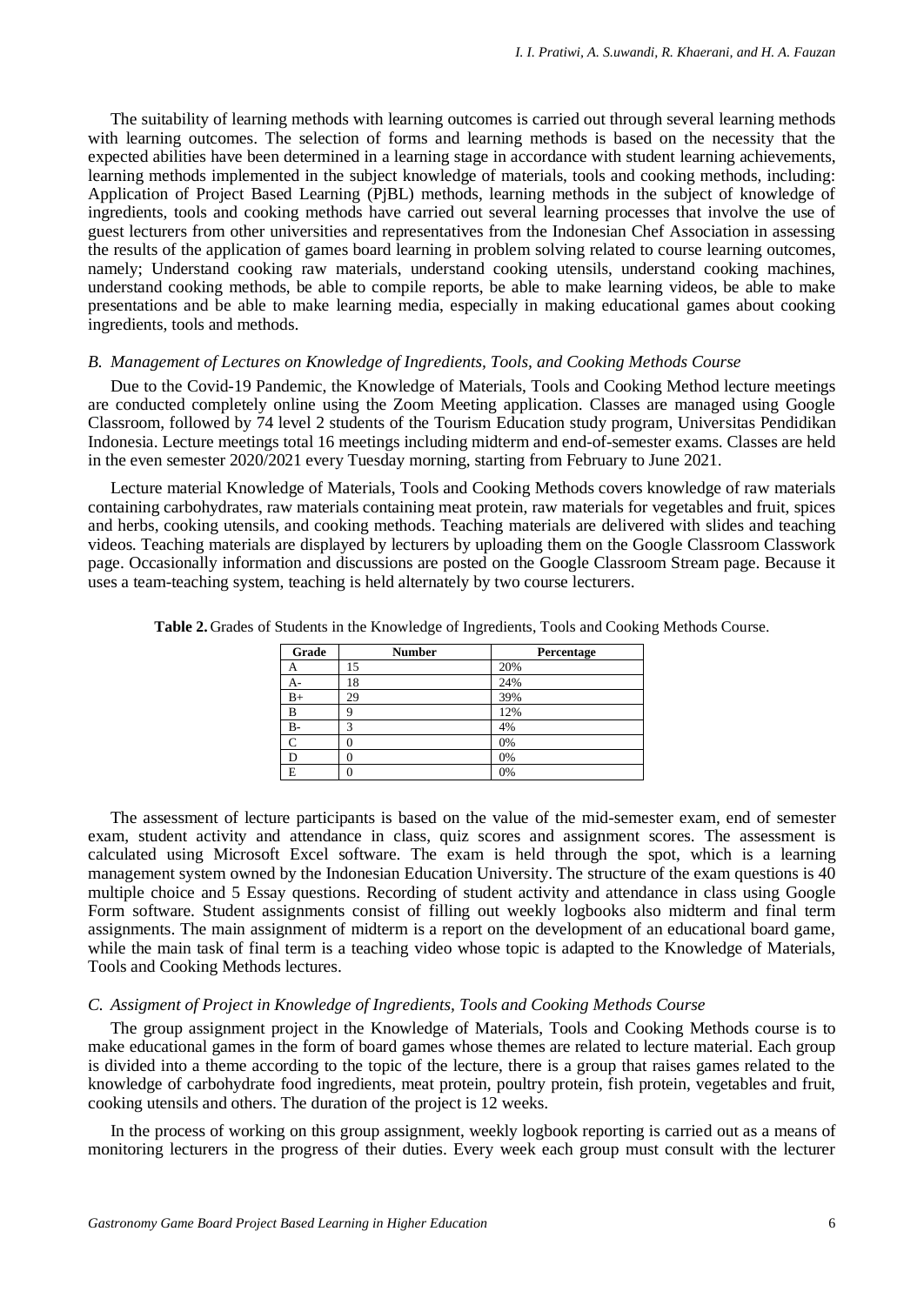The suitability of learning methods with learning outcomes is carried out through several learning methods with learning outcomes. The selection of forms and learning methods is based on the necessity that the expected abilities have been determined in a learning stage in accordance with student learning achievements, learning methods implemented in the subject knowledge of materials, tools and cooking methods, including: Application of Project Based Learning (PjBL) methods, learning methods in the subject of knowledge of ingredients, tools and cooking methods have carried out several learning processes that involve the use of guest lecturers from other universities and representatives from the Indonesian Chef Association in assessing the results of the application of games board learning in problem solving related to course learning outcomes, namely; Understand cooking raw materials, understand cooking utensils, understand cooking machines, understand cooking methods, be able to compile reports, be able to make learning videos, be able to make presentations and be able to make learning media, especially in making educational games about cooking ingredients, tools and methods.

### *B. Management of Lectures on Knowledge of Ingredients, Tools, and Cooking Methods Course*

Due to the Covid-19 Pandemic, the Knowledge of Materials, Tools and Cooking Method lecture meetings are conducted completely online using the Zoom Meeting application. Classes are managed using Google Classroom, followed by 74 level 2 students of the Tourism Education study program, Universitas Pendidikan Indonesia. Lecture meetings total 16 meetings including midterm and end-of-semester exams. Classes are held in the even semester 2020/2021 every Tuesday morning, starting from February to June 2021.

Lecture material Knowledge of Materials, Tools and Cooking Methods covers knowledge of raw materials containing carbohydrates, raw materials containing meat protein, raw materials for vegetables and fruit, spices and herbs, cooking utensils, and cooking methods. Teaching materials are delivered with slides and teaching videos. Teaching materials are displayed by lecturers by uploading them on the Google Classroom Classwork page. Occasionally information and discussions are posted on the Google Classroom Stream page. Because it uses a team-teaching system, teaching is held alternately by two course lecturers.

**Table 2.** Grades of Students in the Knowledge of Ingredients, Tools and Cooking Methods Course.

| Grade | Number | Percentage |
|---|---|---|
| A | 15 | 20% |
| A- | 18 | 24% |
| B+ | 29 | 39% |
| B | 9 | 12% |
| B- | 3 | 4% |
| C | 0 | 0% |
| D | 0 | 0% |
| E | 0 | 0% |

The assessment of lecture participants is based on the value of the mid-semester exam, end of semester exam, student activity and attendance in class, quiz scores and assignment scores. The assessment is calculated using Microsoft Excel software. The exam is held through the spot, which is a learning management system owned by the Indonesian Education University. The structure of the exam questions is 40 multiple choice and 5 Essay questions. Recording of student activity and attendance in class using Google Form software. Student assignments consist of filling out weekly logbooks also midterm and final term assignments. The main assignment of midterm is a report on the development of an educational board game, while the main task of final term is a teaching video whose topic is adapted to the Knowledge of Materials, Tools and Cooking Methods lectures.

### *C. Assigment of Project in Knowledge of Ingredients, Tools and Cooking Methods Course*

The group assignment project in the Knowledge of Materials, Tools and Cooking Methods course is to make educational games in the form of board games whose themes are related to lecture material. Each group is divided into a theme according to the topic of the lecture, there is a group that raises games related to the knowledge of carbohydrate food ingredients, meat protein, poultry protein, fish protein, vegetables and fruit, cooking utensils and others. The duration of the project is 12 weeks.

In the process of working on this group assignment, weekly logbook reporting is carried out as a means of monitoring lecturers in the progress of their duties. Every week each group must consult with the lecturer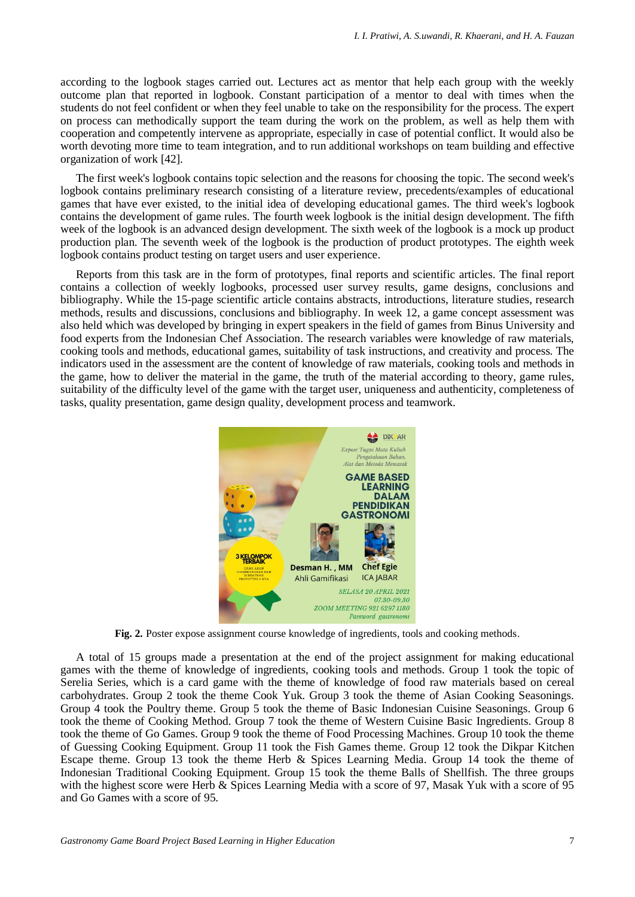according to the logbook stages carried out. Lectures act as mentor that help each group with the weekly outcome plan that reported in logbook. Constant participation of a mentor to deal with times when the students do not feel confident or when they feel unable to take on the responsibility for the process. The expert on process can methodically support the team during the work on the problem, as well as help them with cooperation and competently intervene as appropriate, especially in case of potential conflict. It would also be worth devoting more time to team integration, and to run additional workshops on team building and effective organization of work [42].

The first week's logbook contains topic selection and the reasons for choosing the topic. The second week's logbook contains preliminary research consisting of a literature review, precedents/examples of educational games that have ever existed, to the initial idea of developing educational games. The third week's logbook contains the development of game rules. The fourth week logbook is the initial design development. The fifth week of the logbook is an advanced design development. The sixth week of the logbook is a mock up product production plan. The seventh week of the logbook is the production of product prototypes. The eighth week logbook contains product testing on target users and user experience.

Reports from this task are in the form of prototypes, final reports and scientific articles. The final report contains a collection of weekly logbooks, processed user survey results, game designs, conclusions and bibliography. While the 15-page scientific article contains abstracts, introductions, literature studies, research methods, results and discussions, conclusions and bibliography. In week 12, a game concept assessment was also held which was developed by bringing in expert speakers in the field of games from Binus University and food experts from the Indonesian Chef Association. The research variables were knowledge of raw materials, cooking tools and methods, educational games, suitability of task instructions, and creativity and process. The indicators used in the assessment are the content of knowledge of raw materials, cooking tools and methods in the game, how to deliver the material in the game, the truth of the material according to theory, game rules, suitability of the difficulty level of the game with the target user, uniqueness and authenticity, completeness of tasks, quality presentation, game design quality, development process and teamwork.

**Fig. 2.** Poster expose assignment course knowledge of ingredients, tools and cooking methods.

A total of 15 groups made a presentation at the end of the project assignment for making educational games with the theme of knowledge of ingredients, cooking tools and methods. Group 1 took the topic of Serelia Series, which is a card game with the theme of knowledge of food raw materials based on cereal carbohydrates. Group 2 took the theme Cook Yuk. Group 3 took the theme of Asian Cooking Seasonings. Group 4 took the Poultry theme. Group 5 took the theme of Basic Indonesian Cuisine Seasonings. Group 6 took the theme of Cooking Method. Group 7 took the theme of Western Cuisine Basic Ingredients. Group 8 took the theme of Go Games. Group 9 took the theme of Food Processing Machines. Group 10 took the theme of Guessing Cooking Equipment. Group 11 took the Fish Games theme. Group 12 took the Dikpar Kitchen Escape theme. Group 13 took the theme Herb & Spices Learning Media. Group 14 took the theme of Indonesian Traditional Cooking Equipment. Group 15 took the theme Balls of Shellfish. The three groups with the highest score were Herb & Spices Learning Media with a score of 97, Masak Yuk with a score of 95 and Go Games with a score of 95.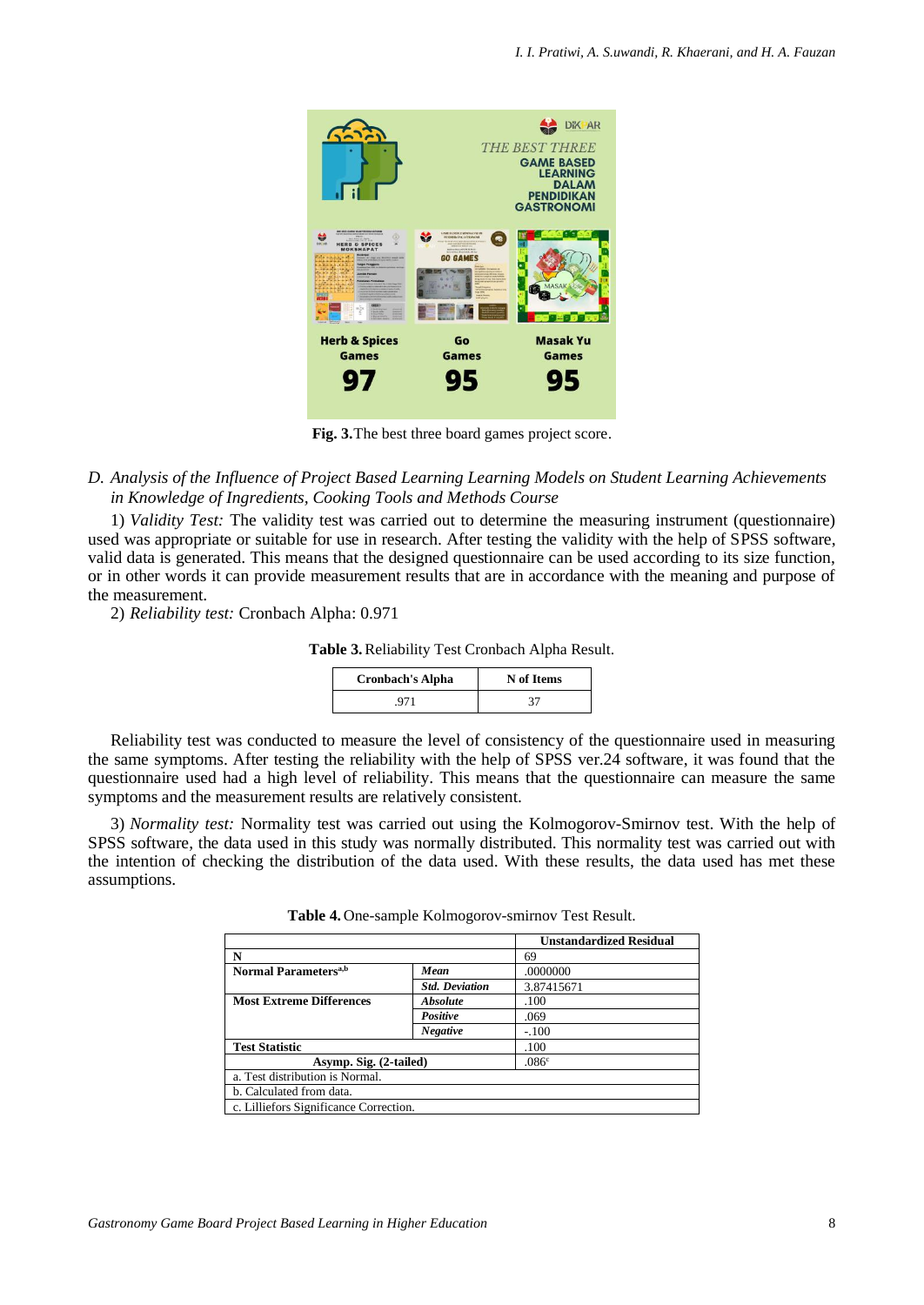**Fig. 3.** The best three board games project score.

*D. Analysis of the Influence of Project Based Learning Learning Models on Student Learning Achievements in Knowledge of Ingredients, Cooking Tools and Methods Course*

1) *Validity Test:* The validity test was carried out to determine the measuring instrument (questionnaire) used was appropriate or suitable for use in research. After testing the validity with the help of SPSS software, valid data is generated. This means that the designed questionnaire can be used according to its size function, or in other words it can provide measurement results that are in accordance with the meaning and purpose of the measurement.

2) *Reliability test:* Cronbach Alpha: 0.971

**Table 3.** Reliability Test Cronbach Alpha Result.

| Cronbach's Alpha | N of Items |
|---|---|
| .971 | 37 |

Reliability test was conducted to measure the level of consistency of the questionnaire used in measuring the same symptoms. After testing the reliability with the help of SPSS ver.24 software, it was found that the questionnaire used had a high level of reliability. This means that the questionnaire can measure the same symptoms and the measurement results are relatively consistent.

3) *Normality test:* Normality test was carried out using the Kolmogorov-Smirnov test. With the help of SPSS software, the data used in this study was normally distributed. This normality test was carried out with the intention of checking the distribution of the data used. With these results, the data used has met these assumptions.

**Table 4.** One-sample Kolmogorov-smirnov Test Result.

| | | Unstandardized Residual |
|---|---|---|
| **N** | | 69 |
| **Normal Parameters[a,b]** | ***Mean*** | .0000000 |
| | ***Std. Deviation*** | 3.87415671 |
| **Most Extreme Differences** | ***Absolute*** | .100 |
| | ***Positive*** | .069 |
| | ***Negative*** | -.100 |
| **Test Statistic** | | .100 |
| **Asymp. Sig. (2-tailed)** | | .086[c] |
| a. Test distribution is Normal. | | |
| b. Calculated from data. | | |
| c. Lilliefors Significance Correction. | | |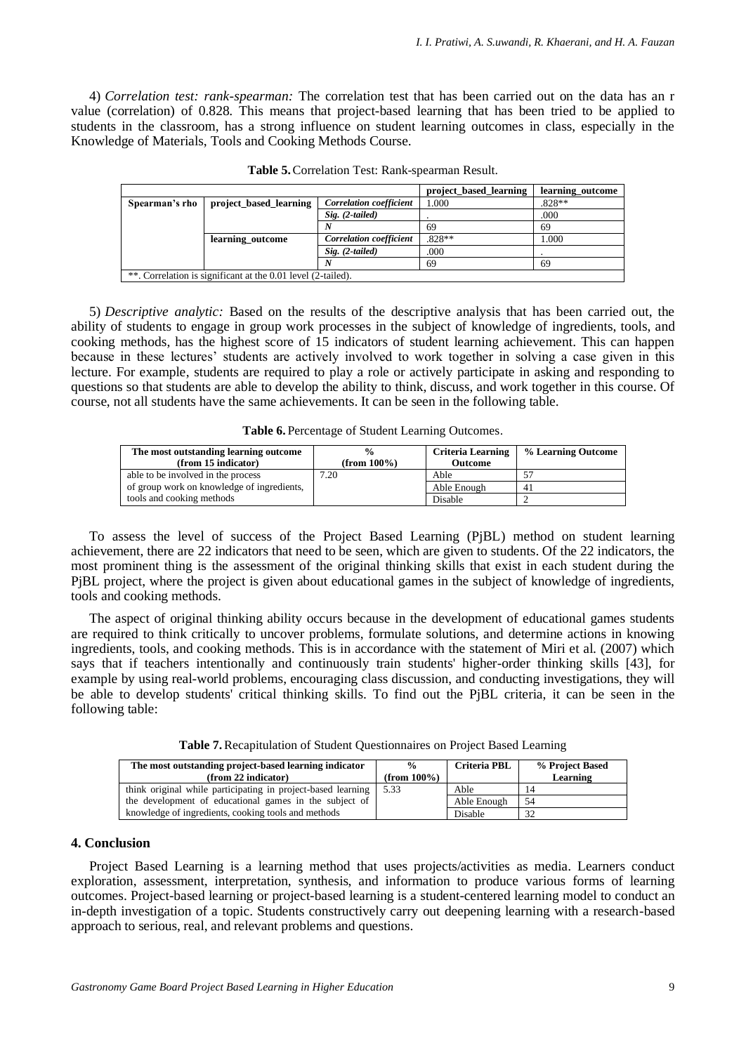4) *Correlation test: rank-spearman:* The correlation test that has been carried out on the data has an r value (correlation) of 0.828. This means that project-based learning that has been tried to be applied to students in the classroom, has a strong influence on student learning outcomes in class, especially in the Knowledge of Materials, Tools and Cooking Methods Course.

**Table 5.** Correlation Test: Rank-spearman Result.

| | | | project_based_learning | learning_outcome |
|---|---|---|---|---|
| **Spearman's rho** | **project_based_learning** | ***Correlation coefficient*** | 1.000 | .828** |
| | | ***Sig. (2-tailed)*** | . | .000 |
| | | ***N*** | 69 | 69 |
| | **learning_outcome** | ***Correlation coefficient*** | .828** | 1.000 |
| | | ***Sig. (2-tailed)*** | .000 | . |
| | | ***N*** | 69 | 69 |

**. Correlation is significant at the 0.01 level (2-tailed).

5) *Descriptive analytic:* Based on the results of the descriptive analysis that has been carried out, the ability of students to engage in group work processes in the subject of knowledge of ingredients, tools, and cooking methods, has the highest score of 15 indicators of student learning achievement. This can happen because in these lectures' students are actively involved to work together in solving a case given in this lecture. For example, students are required to play a role or actively participate in asking and responding to questions so that students are able to develop the ability to think, discuss, and work together in this course. Of course, not all students have the same achievements. It can be seen in the following table.

**Table 6.** Percentage of Student Learning Outcomes.

| The most outstanding learning outcome (from 15 indicator) | % (from 100%) | Criteria Learning Outcome | % Learning Outcome |
|---|---|---|---|
| able to be involved in the process of group work on knowledge of ingredients, tools and cooking methods | 7.20 | Able | 57 |
| | | Able Enough | 41 |
| | | Disable | 2 |

To assess the level of success of the Project Based Learning (PjBL) method on student learning achievement, there are 22 indicators that need to be seen, which are given to students. Of the 22 indicators, the most prominent thing is the assessment of the original thinking skills that exist in each student during the PjBL project, where the project is given about educational games in the subject of knowledge of ingredients, tools and cooking methods.

The aspect of original thinking ability occurs because in the development of educational games students are required to think critically to uncover problems, formulate solutions, and determine actions in knowing ingredients, tools, and cooking methods. This is in accordance with the statement of Miri et al. (2007) which says that if teachers intentionally and continuously train students' higher-order thinking skills [43], for example by using real-world problems, encouraging class discussion, and conducting investigations, they will be able to develop students' critical thinking skills. To find out the PjBL criteria, it can be seen in the following table:

**Table 7.** Recapitulation of Student Questionnaires on Project Based Learning

| The most outstanding project-based learning indicator (from 22 indicator) | % (from 100%) | Criteria PBL | % Project Based Learning |
|---|---|---|---|
| think original while participating in project-based learning the development of educational games in the subject of knowledge of ingredients, cooking tools and methods | 5.33 | Able | 14 |
| | | Able Enough | 54 |
| | | Disable | 32 |

## 4. Conclusion

Project Based Learning is a learning method that uses projects/activities as media. Learners conduct exploration, assessment, interpretation, synthesis, and information to produce various forms of learning outcomes. Project-based learning or project-based learning is a student-centered learning model to conduct an in-depth investigation of a topic. Students constructively carry out deepening learning with a research-based approach to serious, real, and relevant problems and questions.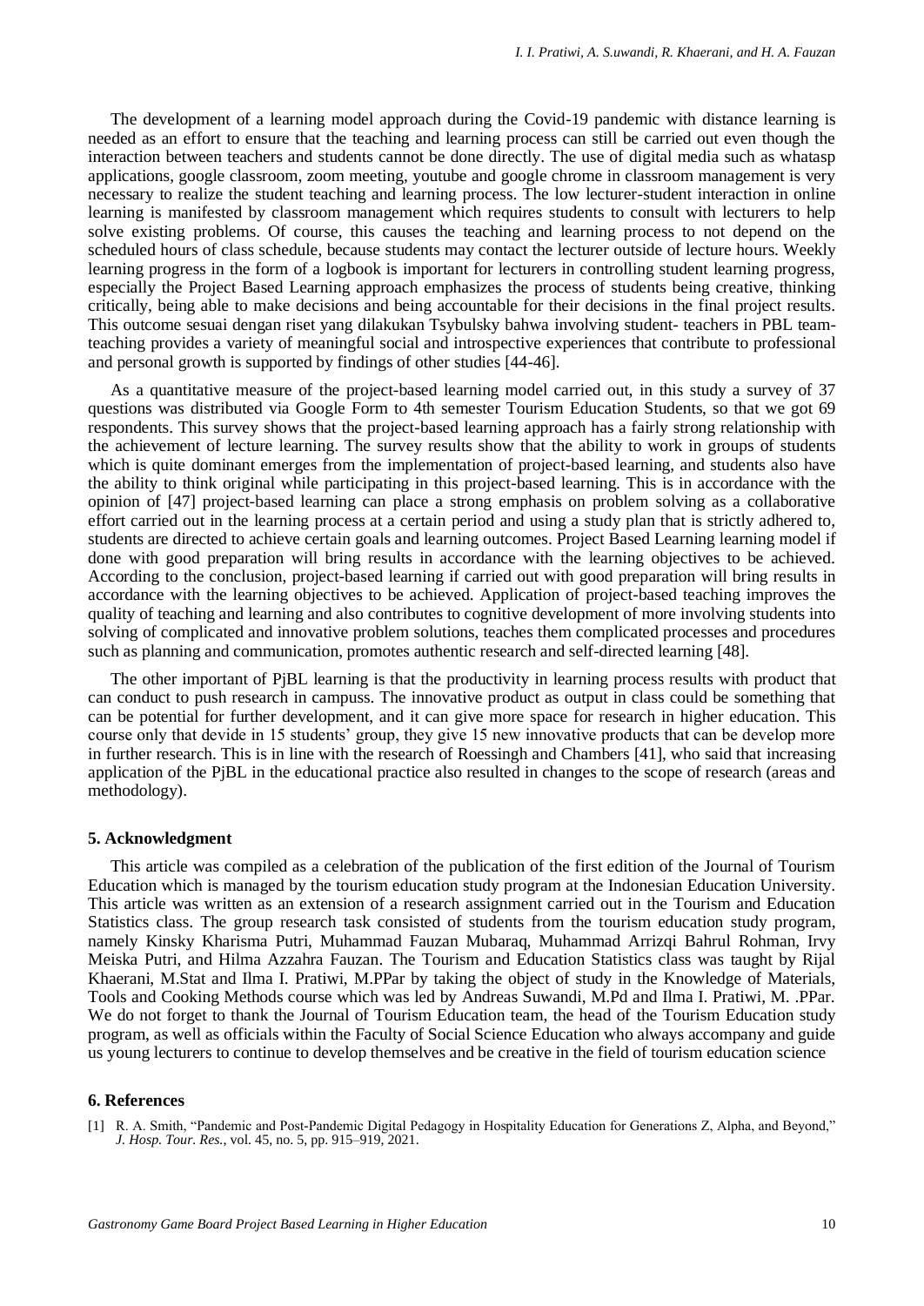The development of a learning model approach during the Covid-19 pandemic with distance learning is needed as an effort to ensure that the teaching and learning process can still be carried out even though the interaction between teachers and students cannot be done directly. The use of digital media such as whatasp applications, google classroom, zoom meeting, youtube and google chrome in classroom management is very necessary to realize the student teaching and learning process. The low lecturer-student interaction in online learning is manifested by classroom management which requires students to consult with lecturers to help solve existing problems. Of course, this causes the teaching and learning process to not depend on the scheduled hours of class schedule, because students may contact the lecturer outside of lecture hours. Weekly learning progress in the form of a logbook is important for lecturers in controlling student learning progress, especially the Project Based Learning approach emphasizes the process of students being creative, thinking critically, being able to make decisions and being accountable for their decisions in the final project results. This outcome sesuai dengan riset yang dilakukan Tsybulsky bahwa involving student- teachers in PBL team-teaching provides a variety of meaningful social and introspective experiences that contribute to professional and personal growth is supported by findings of other studies [44-46].

As a quantitative measure of the project-based learning model carried out, in this study a survey of 37 questions was distributed via Google Form to 4th semester Tourism Education Students, so that we got 69 respondents. This survey shows that the project-based learning approach has a fairly strong relationship with the achievement of lecture learning. The survey results show that the ability to work in groups of students which is quite dominant emerges from the implementation of project-based learning, and students also have the ability to think original while participating in this project-based learning. This is in accordance with the opinion of [47] project-based learning can place a strong emphasis on problem solving as a collaborative effort carried out in the learning process at a certain period and using a study plan that is strictly adhered to, students are directed to achieve certain goals and learning outcomes. Project Based Learning learning model if done with good preparation will bring results in accordance with the learning objectives to be achieved. According to the conclusion, project-based learning if carried out with good preparation will bring results in accordance with the learning objectives to be achieved. Application of project-based teaching improves the quality of teaching and learning and also contributes to cognitive development of more involving students into solving of complicated and innovative problem solutions, teaches them complicated processes and procedures such as planning and communication, promotes authentic research and self-directed learning [48].

The other important of PjBL learning is that the productivity in learning process results with product that can conduct to push research in campuss. The innovative product as output in class could be something that can be potential for further development, and it can give more space for research in higher education. This course only that devide in 15 students' group, they give 15 new innovative products that can be develop more in further research. This is in line with the research of Roessingh and Chambers [41], who said that increasing application of the PjBL in the educational practice also resulted in changes to the scope of research (areas and methodology).

## 5. Acknowledgment

This article was compiled as a celebration of the publication of the first edition of the Journal of Tourism Education which is managed by the tourism education study program at the Indonesian Education University. This article was written as an extension of a research assignment carried out in the Tourism and Education Statistics class. The group research task consisted of students from the tourism education study program, namely Kinsky Kharisma Putri, Muhammad Fauzan Mubaraq, Muhammad Arrizqi Bahrul Rohman, Irvy Meiska Putri, and Hilma Azzahra Fauzan. The Tourism and Education Statistics class was taught by Rijal Khaerani, M.Stat and Ilma I. Pratiwi, M.PPar by taking the object of study in the Knowledge of Materials, Tools and Cooking Methods course which was led by Andreas Suwandi, M.Pd and Ilma I. Pratiwi, M. .PPar. We do not forget to thank the Journal of Tourism Education team, the head of the Tourism Education study program, as well as officials within the Faculty of Social Science Education who always accompany and guide us young lecturers to continue to develop themselves and be creative in the field of tourism education science

## 6. References

[1] R. A. Smith, "Pandemic and Post-Pandemic Digital Pedagogy in Hospitality Education for Generations Z, Alpha, and Beyond," *J. Hosp. Tour. Res.*, vol. 45, no. 5, pp. 915–919, 2021.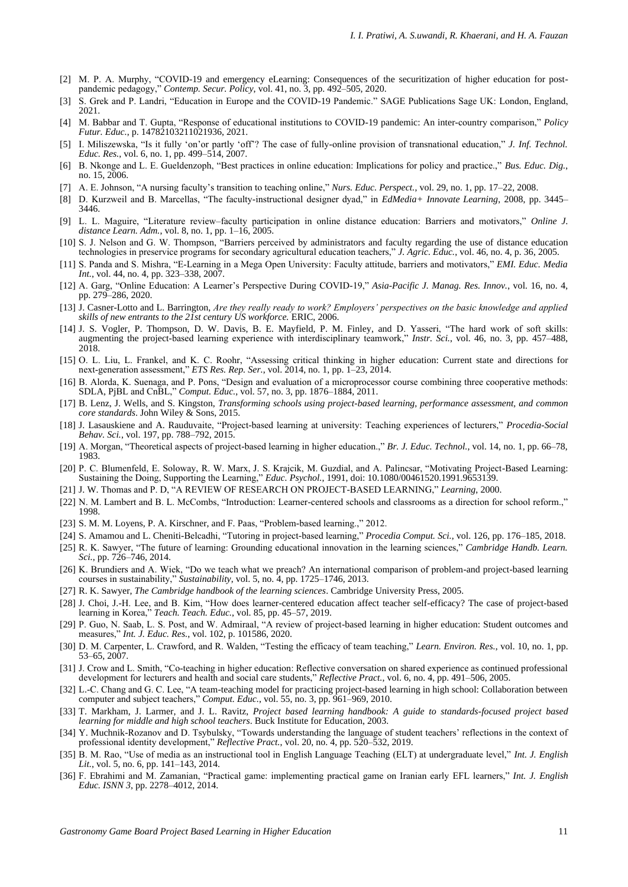[2] M. P. A. Murphy, “COVID-19 and emergency eLearning: Consequences of the securitization of higher education for post-pandemic pedagogy,” *Contemp. Secur. Policy*, vol. 41, no. 3, pp. 492–505, 2020.

[3] S. Grek and P. Landri, “Education in Europe and the COVID-19 Pandemic.” SAGE Publications Sage UK: London, England, 2021.

[4] M. Babbar and T. Gupta, “Response of educational institutions to COVID-19 pandemic: An inter-country comparison,” *Policy Futur. Educ.*, p. 14782103211021936, 2021.

[5] I. Miliszewska, “Is it fully ‘on’or partly ‘off’? The case of fully-online provision of transnational education,” *J. Inf. Technol. Educ. Res.*, vol. 6, no. 1, pp. 499–514, 2007.

[6] B. Nkonge and L. E. Gueldenzoph, “Best practices in online education: Implications for policy and practice.,” *Bus. Educ. Dig.*, no. 15, 2006.

[7] A. E. Johnson, “A nursing faculty’s transition to teaching online,” *Nurs. Educ. Perspect.*, vol. 29, no. 1, pp. 17–22, 2008.

[8] D. Kurzweil and B. Marcellas, “The faculty-instructional designer dyad,” in *EdMedia+ Innovate Learning*, 2008, pp. 3445–3446.

[9] L. L. Maguire, “Literature review–faculty participation in online distance education: Barriers and motivators,” *Online J. distance Learn. Adm.*, vol. 8, no. 1, pp. 1–16, 2005.

[10] S. J. Nelson and G. W. Thompson, “Barriers perceived by administrators and faculty regarding the use of distance education technologies in preservice programs for secondary agricultural education teachers,” *J. Agric. Educ.*, vol. 46, no. 4, p. 36, 2005.

[11] S. Panda and S. Mishra, “E-Learning in a Mega Open University: Faculty attitude, barriers and motivators,” *EMI. Educ. Media Int.*, vol. 44, no. 4, pp. 323–338, 2007.

[12] A. Garg, “Online Education: A Learner’s Perspective During COVID-19,” *Asia-Pacific J. Manag. Res. Innov.*, vol. 16, no. 4, pp. 279–286, 2020.

[13] J. Casner-Lotto and L. Barrington, *Are they really ready to work? Employers’ perspectives on the basic knowledge and applied skills of new entrants to the 21st century US workforce.* ERIC, 2006.

[14] J. S. Vogler, P. Thompson, D. W. Davis, B. E. Mayfield, P. M. Finley, and D. Yasseri, “The hard work of soft skills: augmenting the project-based learning experience with interdisciplinary teamwork,” *Instr. Sci.*, vol. 46, no. 3, pp. 457–488, 2018.

[15] O. L. Liu, L. Frankel, and K. C. Roohr, “Assessing critical thinking in higher education: Current state and directions for next-generation assessment,” *ETS Res. Rep. Ser.*, vol. 2014, no. 1, pp. 1–23, 2014.

[16] B. Alorda, K. Suenaga, and P. Pons, “Design and evaluation of a microprocessor course combining three cooperative methods: SDLA, PjBL and CnBL,” *Comput. Educ.*, vol. 57, no. 3, pp. 1876–1884, 2011.

[17] B. Lenz, J. Wells, and S. Kingston, *Transforming schools using project-based learning, performance assessment, and common core standards*. John Wiley & Sons, 2015.

[18] J. Lasauskiene and A. Rauduvaite, “Project-based learning at university: Teaching experiences of lecturers,” *Procedia-Social Behav. Sci.*, vol. 197, pp. 788–792, 2015.

[19] A. Morgan, “Theoretical aspects of project-based learning in higher education.,” *Br. J. Educ. Technol.*, vol. 14, no. 1, pp. 66–78, 1983.

[20] P. C. Blumenfeld, E. Soloway, R. W. Marx, J. S. Krajcik, M. Guzdial, and A. Palincsar, “Motivating Project-Based Learning: Sustaining the Doing, Supporting the Learning,” *Educ. Psychol.*, 1991, doi: 10.1080/00461520.1991.9653139.

[21] J. W. Thomas and P. D, “A REVIEW OF RESEARCH ON PROJECT-BASED LEARNING,” *Learning*, 2000.

[22] N. M. Lambert and B. L. McCombs, “Introduction: Learner-centered schools and classrooms as a direction for school reform.,” 1998.

[23] S. M. M. Loyens, P. A. Kirschner, and F. Paas, “Problem-based learning.,” 2012.

[24] S. Amamou and L. Cheniti-Belcadhi, “Tutoring in project-based learning,” *Procedia Comput. Sci.*, vol. 126, pp. 176–185, 2018.

[25] R. K. Sawyer, “The future of learning: Grounding educational innovation in the learning sciences,” *Cambridge Handb. Learn. Sci.*, pp. 726–746, 2014.

[26] K. Brundiers and A. Wiek, “Do we teach what we preach? An international comparison of problem-and project-based learning courses in sustainability,” *Sustainability*, vol. 5, no. 4, pp. 1725–1746, 2013.

[27] R. K. Sawyer, *The Cambridge handbook of the learning sciences*. Cambridge University Press, 2005.

[28] J. Choi, J.-H. Lee, and B. Kim, “How does learner-centered education affect teacher self-efficacy? The case of project-based learning in Korea,” *Teach. Teach. Educ.*, vol. 85, pp. 45–57, 2019.

[29] P. Guo, N. Saab, L. S. Post, and W. Admiraal, “A review of project-based learning in higher education: Student outcomes and measures,” *Int. J. Educ. Res.*, vol. 102, p. 101586, 2020.

[30] D. M. Carpenter, L. Crawford, and R. Walden, “Testing the efficacy of team teaching,” *Learn. Environ. Res.*, vol. 10, no. 1, pp. 53–65, 2007.

[31] J. Crow and L. Smith, “Co-teaching in higher education: Reflective conversation on shared experience as continued professional development for lecturers and health and social care students,” *Reflective Pract.*, vol. 6, no. 4, pp. 491–506, 2005.

[32] L.-C. Chang and G. C. Lee, “A team-teaching model for practicing project-based learning in high school: Collaboration between computer and subject teachers,” *Comput. Educ.*, vol. 55, no. 3, pp. 961–969, 2010.

[33] T. Markham, J. Larmer, and J. L. Ravitz, *Project based learning handbook: A guide to standards-focused project based learning for middle and high school teachers*. Buck Institute for Education, 2003.

[34] Y. Muchnik-Rozanov and D. Tsybulsky, “Towards understanding the language of student teachers’ reflections in the context of professional identity development,” *Reflective Pract.*, vol. 20, no. 4, pp. 520–532, 2019.

[35] B. M. Rao, “Use of media as an instructional tool in English Language Teaching (ELT) at undergraduate level,” *Int. J. English Lit.*, vol. 5, no. 6, pp. 141–143, 2014.

[36] F. Ebrahimi and M. Zamanian, “Practical game: implementing practical game on Iranian early EFL learners,” *Int. J. English Educ. ISNN 3*, pp. 2278–4012, 2014.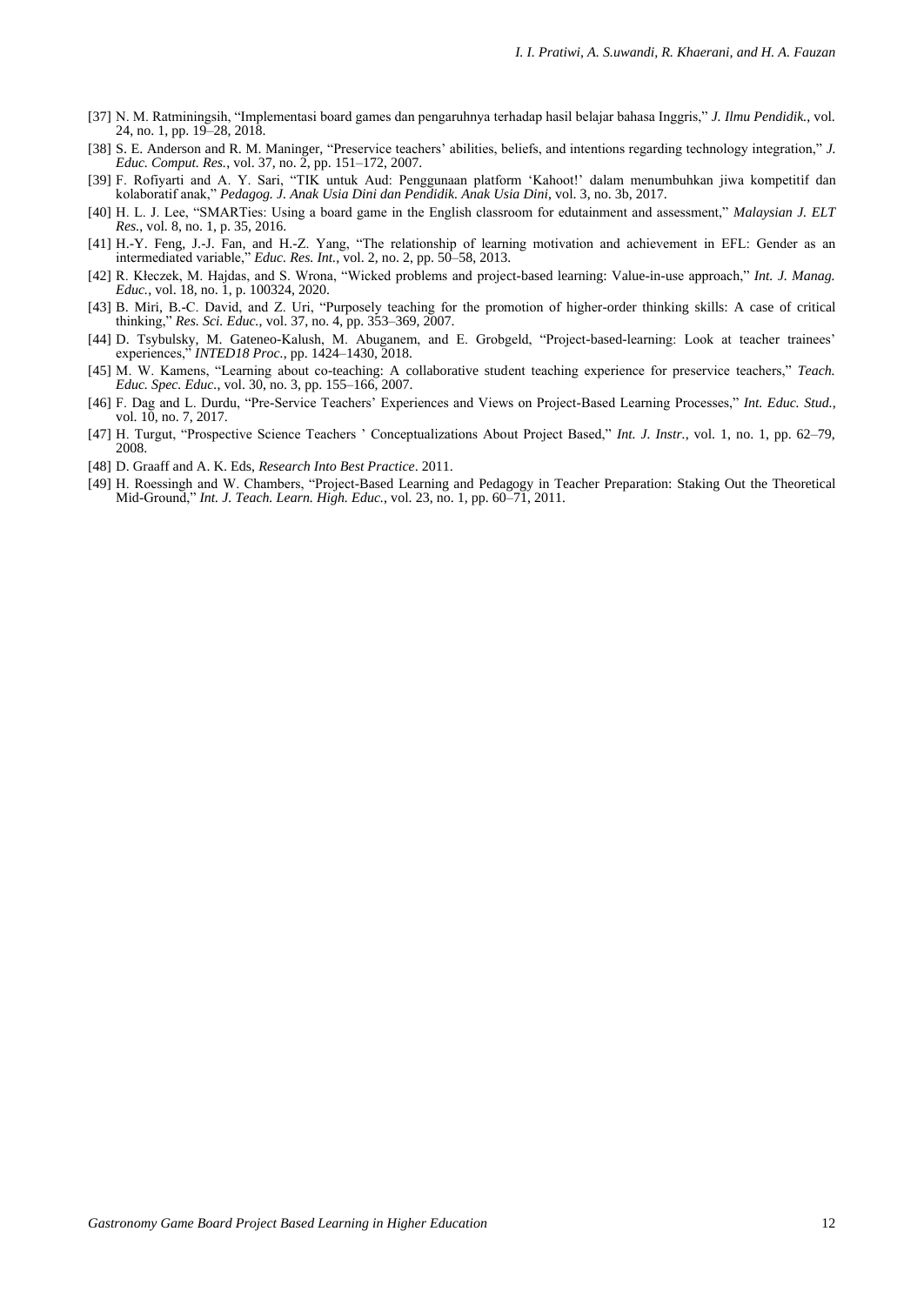[37] N. M. Ratminingsih, "Implementasi board games dan pengaruhnya terhadap hasil belajar bahasa Inggris," *J. Ilmu Pendidik.*, vol. 24, no. 1, pp. 19–28, 2018.

[38] S. E. Anderson and R. M. Maninger, "Preservice teachers' abilities, beliefs, and intentions regarding technology integration," *J. Educ. Comput. Res.*, vol. 37, no. 2, pp. 151–172, 2007.

[39] F. Rofiyarti and A. Y. Sari, "TIK untuk Aud: Penggunaan platform 'Kahoot!' dalam menumbuhkan jiwa kompetitif dan kolaboratif anak," *Pedagog. J. Anak Usia Dini dan Pendidik. Anak Usia Dini*, vol. 3, no. 3b, 2017.

[40] H. L. J. Lee, "SMARTies: Using a board game in the English classroom for edutainment and assessment," *Malaysian J. ELT Res.*, vol. 8, no. 1, p. 35, 2016.

[41] H.-Y. Feng, J.-J. Fan, and H.-Z. Yang, "The relationship of learning motivation and achievement in EFL: Gender as an intermediated variable," *Educ. Res. Int.*, vol. 2, no. 2, pp. 50–58, 2013.

[42] R. Kłeczek, M. Hajdas, and S. Wrona, "Wicked problems and project-based learning: Value-in-use approach," *Int. J. Manag. Educ.*, vol. 18, no. 1, p. 100324, 2020.

[43] B. Miri, B.-C. David, and Z. Uri, "Purposely teaching for the promotion of higher-order thinking skills: A case of critical thinking," *Res. Sci. Educ.*, vol. 37, no. 4, pp. 353–369, 2007.

[44] D. Tsybulsky, M. Gateneo-Kalush, M. Abuganem, and E. Grobgeld, "Project-based-learning: Look at teacher trainees' experiences," *INTED18 Proc.*, pp. 1424–1430, 2018.

[45] M. W. Kamens, "Learning about co-teaching: A collaborative student teaching experience for preservice teachers," *Teach. Educ. Spec. Educ.*, vol. 30, no. 3, pp. 155–166, 2007.

[46] F. Dag and L. Durdu, "Pre-Service Teachers' Experiences and Views on Project-Based Learning Processes," *Int. Educ. Stud.*, vol. 10, no. 7, 2017.

[47] H. Turgut, "Prospective Science Teachers ' Conceptualizations About Project Based," *Int. J. Instr.*, vol. 1, no. 1, pp. 62–79, 2008.

[48] D. Graaff and A. K. Eds, *Research Into Best Practice*. 2011.

[49] H. Roessingh and W. Chambers, "Project-Based Learning and Pedagogy in Teacher Preparation: Staking Out the Theoretical Mid-Ground," *Int. J. Teach. Learn. High. Educ.*, vol. 23, no. 1, pp. 60–71, 2011.